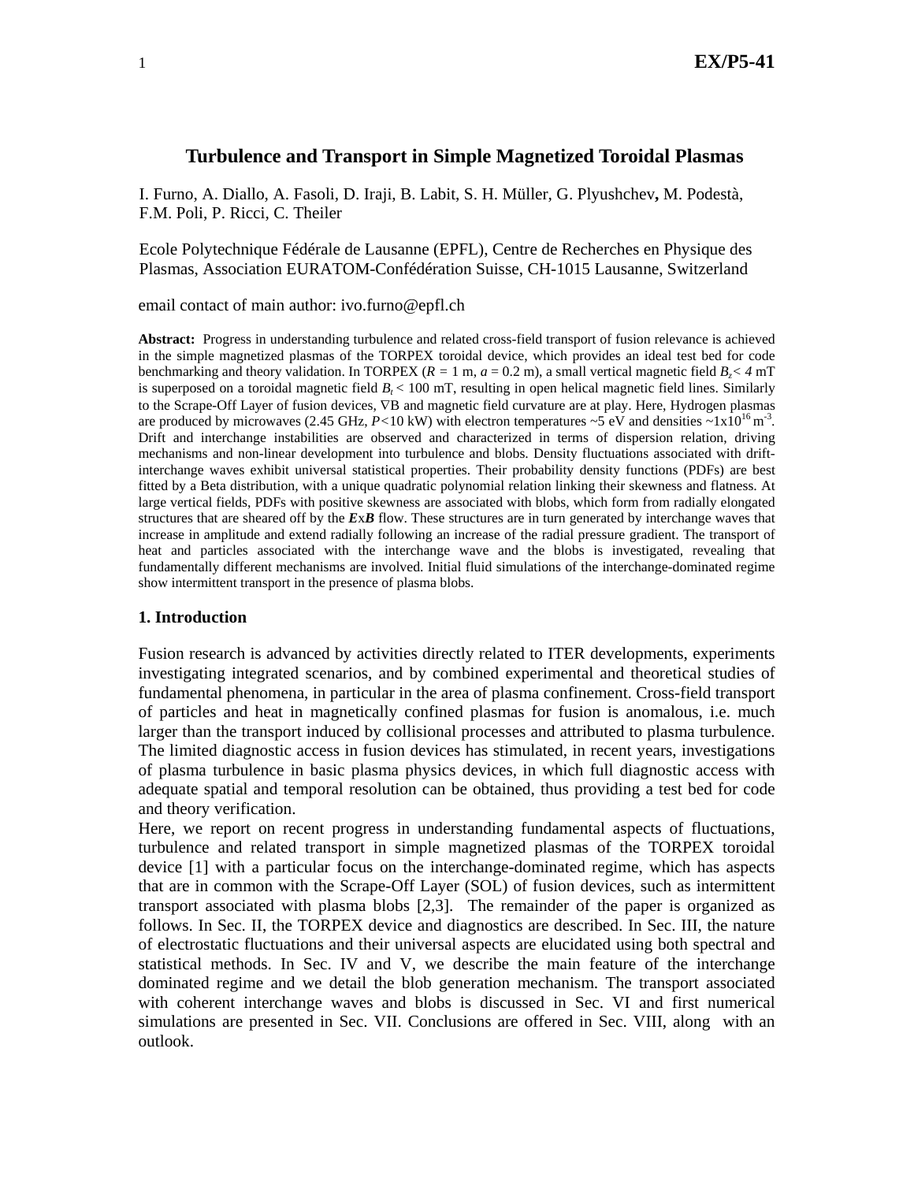# Turbulence and Transport in Simple Magnetized Toroidal Plasmas

I. Furno, A. Diallo, A. Fasoli, D. Iraji, B. Labit, S. H. Müller, G. Plyushchev**,** M. Podestà, F.M. Poli, P. Ricci, C. Theiler

Ecole Polytechnique Fédérale de Lausanne (EPFL), Centre de Recherches en Physique des Plasmas, Association EURATOM-Confédération Suisse, CH-1015 Lausanne, Switzerland

email contact of main author: ivo.furno@epfl.ch

**Abstract:** Progress in understanding turbulence and related cross-field transport of fusion relevance is achieved in the simple magnetized plasmas of the TORPEX toroidal device, which provides an ideal test bed for code benchmarking and theory validation. In TORPEX ($R$ = 1 m, $a$ = 0.2 m), a small vertical magnetic field $B_z < 4$ mT is superposed on a toroidal magnetic field $B_t < 100$ mT, resulting in open helical magnetic field lines. Similarly to the Scrape-Off Layer of fusion devices, $\nabla B$ and magnetic field curvature are at play. Here, Hydrogen plasmas are produced by microwaves (2.45 GHz, $P$<10 kW) with electron temperatures ~5 eV and densities ~$1\text{x}10^{16}$ m$^{-3}$. Drift and interchange instabilities are observed and characterized in terms of dispersion relation, driving mechanisms and non-linear development into turbulence and blobs. Density fluctuations associated with drift-interchange waves exhibit universal statistical properties. Their probability density functions (PDFs) are best fitted by a Beta distribution, with a unique quadratic polynomial relation linking their skewness and flatness. At large vertical fields, PDFs with positive skewness are associated with blobs, which form from radially elongated structures that are sheared off by the ***E***x***B*** flow. These structures are in turn generated by interchange waves that increase in amplitude and extend radially following an increase of the radial pressure gradient. The transport of heat and particles associated with the interchange wave and the blobs is investigated, revealing that fundamentally different mechanisms are involved. Initial fluid simulations of the interchange-dominated regime show intermittent transport in the presence of plasma blobs.

## 1. Introduction

Fusion research is advanced by activities directly related to ITER developments, experiments investigating integrated scenarios, and by combined experimental and theoretical studies of fundamental phenomena, in particular in the area of plasma confinement. Cross-field transport of particles and heat in magnetically confined plasmas for fusion is anomalous, i.e. much larger than the transport induced by collisional processes and attributed to plasma turbulence. The limited diagnostic access in fusion devices has stimulated, in recent years, investigations of plasma turbulence in basic plasma physics devices, in which full diagnostic access with adequate spatial and temporal resolution can be obtained, thus providing a test bed for code and theory verification.

Here, we report on recent progress in understanding fundamental aspects of fluctuations, turbulence and related transport in simple magnetized plasmas of the TORPEX toroidal device [1] with a particular focus on the interchange-dominated regime, which has aspects that are in common with the Scrape-Off Layer (SOL) of fusion devices, such as intermittent transport associated with plasma blobs [2,3]. The remainder of the paper is organized as follows. In Sec. II, the TORPEX device and diagnostics are described. In Sec. III, the nature of electrostatic fluctuations and their universal aspects are elucidated using both spectral and statistical methods. In Sec. IV and V, we describe the main feature of the interchange dominated regime and we detail the blob generation mechanism. The transport associated with coherent interchange waves and blobs is discussed in Sec. VI and first numerical simulations are presented in Sec. VII. Conclusions are offered in Sec. VIII, along with an outlook.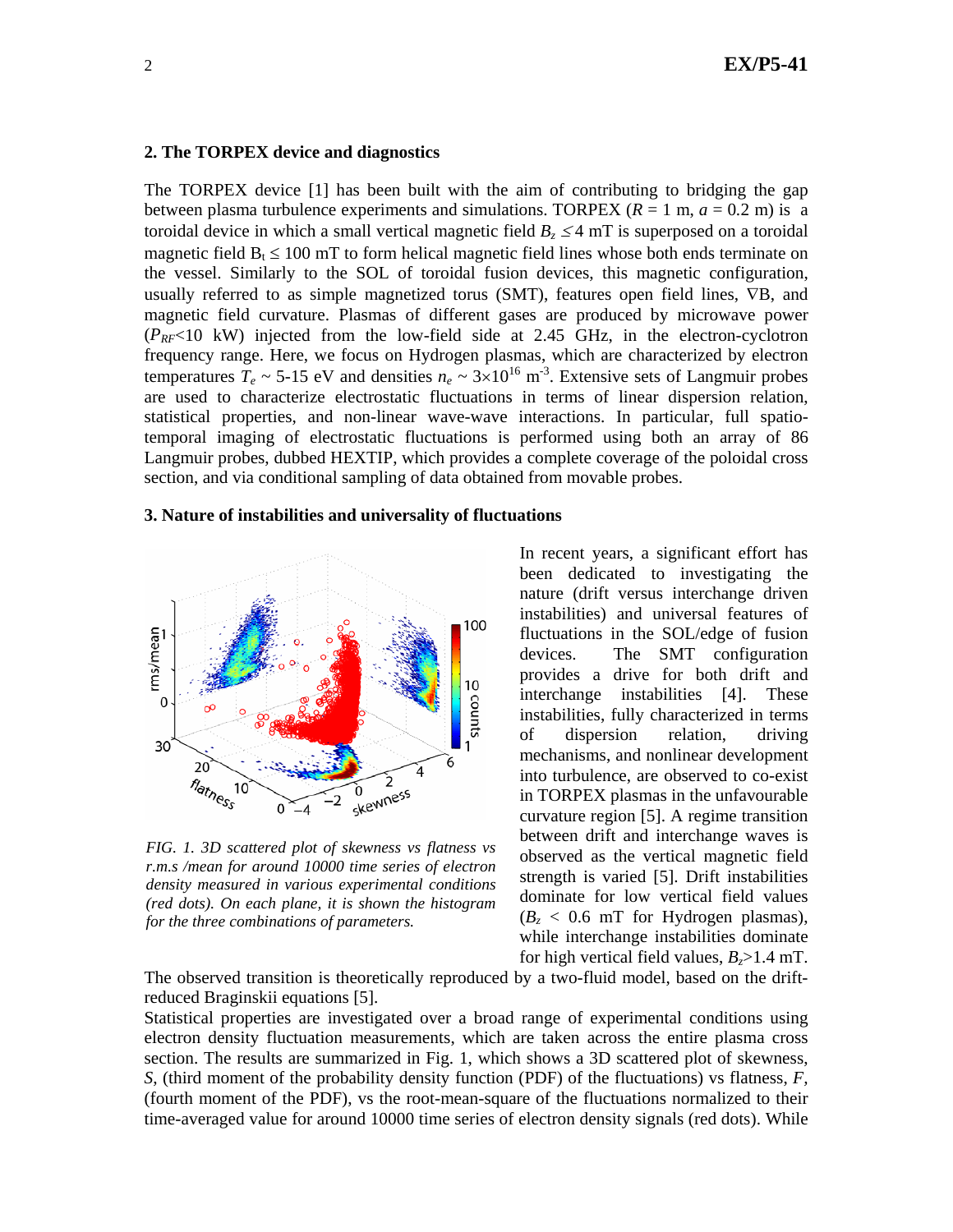## 2. The TORPEX device and diagnostics

The TORPEX device [1] has been built with the aim of contributing to bridging the gap between plasma turbulence experiments and simulations. TORPEX ($R$ = 1 m, $a$ = 0.2 m) is a toroidal device in which a small vertical magnetic field $B_z \leq 4$ mT is superposed on a toroidal magnetic field $B_t \leq 100$ mT to form helical magnetic field lines whose both ends terminate on the vessel. Similarly to the SOL of toroidal fusion devices, this magnetic configuration, usually referred to as simple magnetized torus (SMT), features open field lines, ∇B, and magnetic field curvature. Plasmas of different gases are produced by microwave power ($P_{RF}$<10 kW) injected from the low-field side at 2.45 GHz, in the electron-cyclotron frequency range. Here, we focus on Hydrogen plasmas, which are characterized by electron temperatures $T_e$ ~ 5-15 eV and densities $n_e \sim 3\times10^{16}$ m$^{-3}$. Extensive sets of Langmuir probes are used to characterize electrostatic fluctuations in terms of linear dispersion relation, statistical properties, and non-linear wave-wave interactions. In particular, full spatio-temporal imaging of electrostatic fluctuations is performed using both an array of 86 Langmuir probes, dubbed HEXTIP, which provides a complete coverage of the poloidal cross section, and via conditional sampling of data obtained from movable probes.

## 3. Nature of instabilities and universality of fluctuations

*FIG. 1. 3D scattered plot of skewness vs flatness vs r.m.s /mean for around 10000 time series of electron density measured in various experimental conditions (red dots). On each plane, it is shown the histogram for the three combinations of parameters.*

In recent years, a significant effort has been dedicated to investigating the nature (drift versus interchange driven instabilities) and universal features of fluctuations in the SOL/edge of fusion devices. The SMT configuration provides a drive for both drift and interchange instabilities [4]. These instabilities, fully characterized in terms of dispersion relation, driving mechanisms, and nonlinear development into turbulence, are observed to co-exist in TORPEX plasmas in the unfavourable curvature region [5]. A regime transition between drift and interchange waves is observed as the vertical magnetic field strength is varied [5]. Drift instabilities dominate for low vertical field values ($B_z$ < 0.6 mT for Hydrogen plasmas), while interchange instabilities dominate for high vertical field values, $B_z$>1.4 mT. The observed transition is theoretically reproduced by a two-fluid model, based on the drift-reduced Braginskii equations [5].

Statistical properties are investigated over a broad range of experimental conditions using electron density fluctuation measurements, which are taken across the entire plasma cross section. The results are summarized in Fig. 1, which shows a 3D scattered plot of skewness, $S$, (third moment of the probability density function (PDF) of the fluctuations) vs flatness, $F$, (fourth moment of the PDF), vs the root-mean-square of the fluctuations normalized to their time-averaged value for around 10000 time series of electron density signals (red dots). While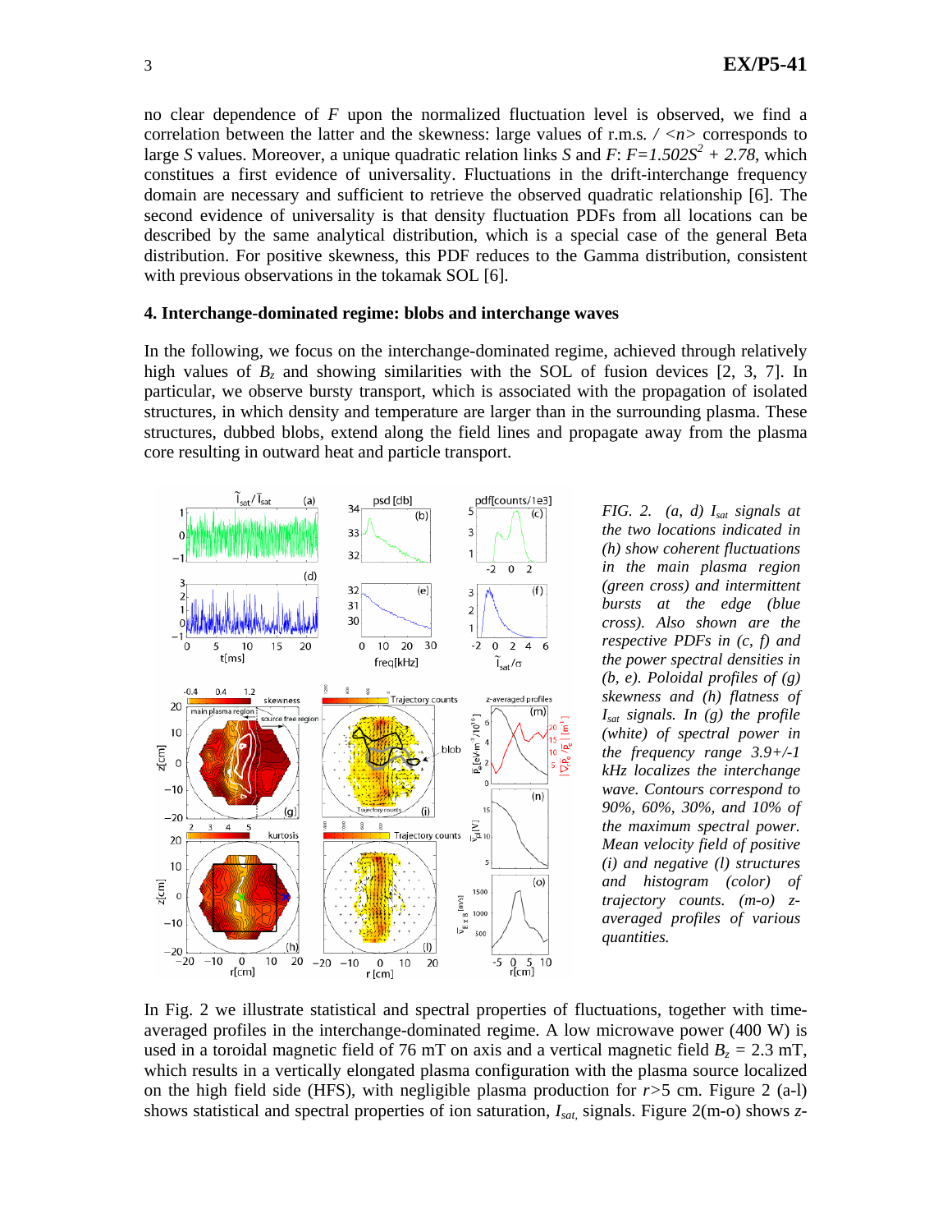no clear dependence of $F$ upon the normalized fluctuation level is observed, we find a correlation between the latter and the skewness: large values of r.m.s. / $<n>$ corresponds to large $S$ values. Moreover, a unique quadratic relation links $S$ and $F$: $F=1.502S^2 + 2.78$, which constitues a first evidence of universality. Fluctuations in the drift-interchange frequency domain are necessary and sufficient to retrieve the observed quadratic relationship [6]. The second evidence of universality is that density fluctuation PDFs from all locations can be described by the same analytical distribution, which is a special case of the general Beta distribution. For positive skewness, this PDF reduces to the Gamma distribution, consistent with previous observations in the tokamak SOL [6].

### 4. Interchange-dominated regime: blobs and interchange waves

In the following, we focus on the interchange-dominated regime, achieved through relatively high values of $B_z$ and showing similarities with the SOL of fusion devices [2, 3, 7]. In particular, we observe bursty transport, which is associated with the propagation of isolated structures, in which density and temperature are larger than in the surrounding plasma. These structures, dubbed blobs, extend along the field lines and propagate away from the plasma core resulting in outward heat and particle transport.

*FIG. 2. (a, d) $I_{sat}$ signals at the two locations indicated in (h) show coherent fluctuations in the main plasma region (green cross) and intermittent bursts at the edge (blue cross). Also shown are the respective PDFs in (c, f) and the power spectral densities in (b, e). Poloidal profiles of (g) skewness and (h) flatness of $I_{sat}$ signals. In (g) the profile (white) of spectral power in the frequency range 3.9+/-1 kHz localizes the interchange wave. Contours correspond to 90%, 60%, 30%, and 10% of the maximum spectral power. Mean velocity field of positive (i) and negative (l) structures and histogram (color) of trajectory counts. (m-o) z-averaged profiles of various quantities.*

In Fig. 2 we illustrate statistical and spectral properties of fluctuations, together with time-averaged profiles in the interchange-dominated regime. A low microwave power (400 W) is used in a toroidal magnetic field of 76 mT on axis and a vertical magnetic field $B_z$ = 2.3 mT, which results in a vertically elongated plasma configuration with the plasma source localized on the high field side (HFS), with negligible plasma production for $r$>5 cm. Figure 2 (a-l) shows statistical and spectral properties of ion saturation, $I_{sat}$, signals. Figure 2(m-o) shows $z$-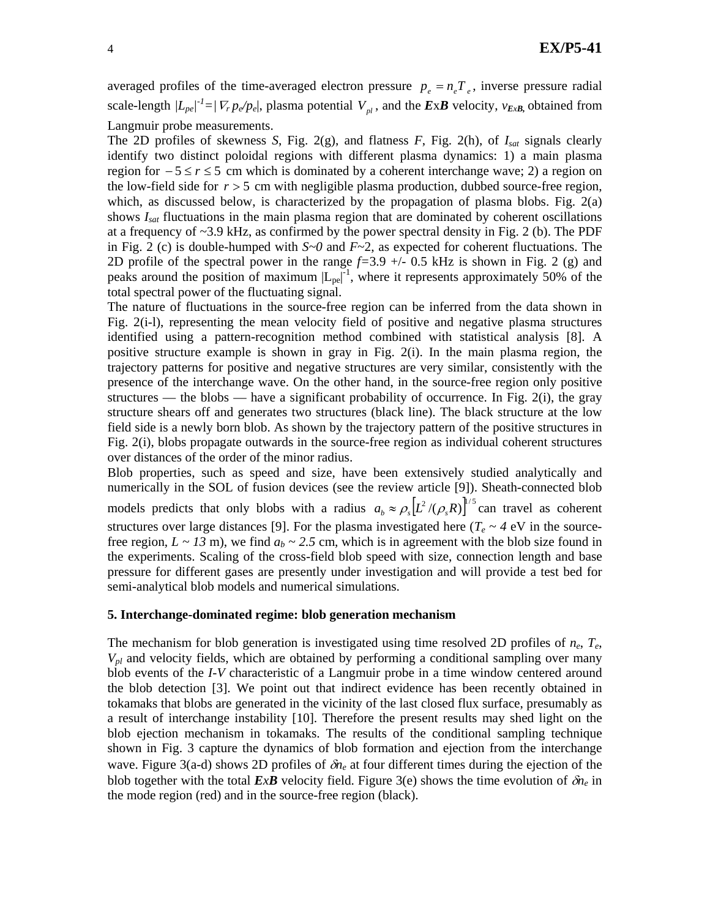averaged profiles of the time-averaged electron pressure $p_e = n_e T_e$, inverse pressure radial scale-length $|L_{pe}|^{-1} = |\nabla_r p_e / p_e|$, plasma potential $V_{pl}$, and the ***E*x*B*** velocity, $v_{ExB}$, obtained from Langmuir probe measurements.

The 2D profiles of skewness *S*, Fig. 2(g), and flatness *F*, Fig. 2(h), of $I_{sat}$ signals clearly identify two distinct poloidal regions with different plasma dynamics: 1) a main plasma region for $-5 \leq r \leq 5$ cm which is dominated by a coherent interchange wave; 2) a region on the low-field side for $r > 5$ cm with negligible plasma production, dubbed source-free region, which, as discussed below, is characterized by the propagation of plasma blobs. Fig. 2(a) shows $I_{sat}$ fluctuations in the main plasma region that are dominated by coherent oscillations at a frequency of ~3.9 kHz, as confirmed by the power spectral density in Fig. 2 (b). The PDF in Fig. 2 (c) is double-humped with $S$~$0$ and $F$~2, as expected for coherent fluctuations. The 2D profile of the spectral power in the range $f$=3.9 +/- 0.5 kHz is shown in Fig. 2 (g) and peaks around the position of maximum $|L_{pe}|^{-1}$, where it represents approximately 50% of the total spectral power of the fluctuating signal.

The nature of fluctuations in the source-free region can be inferred from the data shown in Fig. 2(i-l), representing the mean velocity field of positive and negative plasma structures identified using a pattern-recognition method combined with statistical analysis [8]. A positive structure example is shown in gray in Fig. 2(i). In the main plasma region, the trajectory patterns for positive and negative structures are very similar, consistently with the presence of the interchange wave. On the other hand, in the source-free region only positive structures — the blobs — have a significant probability of occurrence. In Fig. 2(i), the gray structure shears off and generates two structures (black line). The black structure at the low field side is a newly born blob. As shown by the trajectory pattern of the positive structures in Fig. 2(i), blobs propagate outwards in the source-free region as individual coherent structures over distances of the order of the minor radius.

Blob properties, such as speed and size, have been extensively studied analytically and numerically in the SOL of fusion devices (see the review article [9]). Sheath-connected blob models predicts that only blobs with a radius $a_b \approx \rho_s \left[L^2/(\rho_s R)\right]^{1/5}$ can travel as coherent structures over large distances [9]. For the plasma investigated here ($T_e \sim 4$ eV in the source-free region, $L \sim 13$ m), we find $a_b \sim 2.5$ cm, which is in agreement with the blob size found in the experiments. Scaling of the cross-field blob speed with size, connection length and base pressure for different gases are presently under investigation and will provide a test bed for semi-analytical blob models and numerical simulations.

### 5. Interchange-dominated regime: blob generation mechanism

The mechanism for blob generation is investigated using time resolved 2D profiles of $n_e$, $T_e$, $V_{pl}$ and velocity fields, which are obtained by performing a conditional sampling over many blob events of the *I-V* characteristic of a Langmuir probe in a time window centered around the blob detection [3]. We point out that indirect evidence has been recently obtained in tokamaks that blobs are generated in the vicinity of the last closed flux surface, presumably as a result of interchange instability [10]. Therefore the present results may shed light on the blob ejection mechanism in tokamaks. The results of the conditional sampling technique shown in Fig. 3 capture the dynamics of blob formation and ejection from the interchange wave. Figure 3(a-d) shows 2D profiles of $\delta n_e$ at four different times during the ejection of the blob together with the total ***ExB*** velocity field. Figure 3(e) shows the time evolution of $\delta n_e$ in the mode region (red) and in the source-free region (black).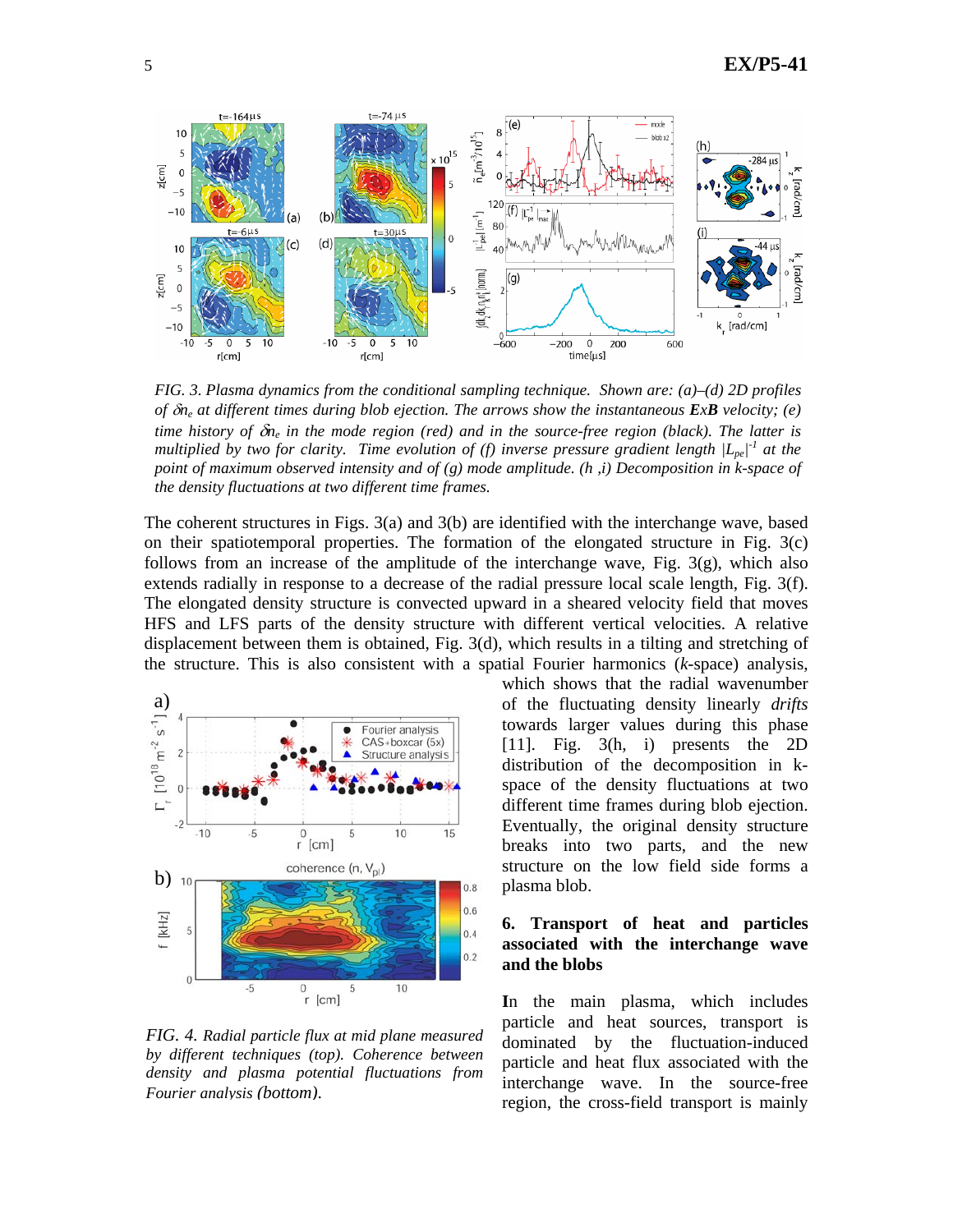*FIG. 3. Plasma dynamics from the conditional sampling technique. Shown are: (a)–(d) 2D profiles of $\delta n_e$ at different times during blob ejection. The arrows show the instantaneous* ***ExB*** *velocity; (e) time history of $\delta n_e$ in the mode region (red) and in the source-free region (black). The latter is multiplied by two for clarity. Time evolution of (f) inverse pressure gradient length $|L_{pe}|^{-1}$ at the point of maximum observed intensity and of (g) mode amplitude. (h ,i) Decomposition in k-space of the density fluctuations at two different time frames.*

The coherent structures in Figs. 3(a) and 3(b) are identified with the interchange wave, based on their spatiotemporal properties. The formation of the elongated structure in Fig. 3(c) follows from an increase of the amplitude of the interchange wave, Fig. 3(g), which also extends radially in response to a decrease of the radial pressure local scale length, Fig. 3(f). The elongated density structure is convected upward in a sheared velocity field that moves HFS and LFS parts of the density structure with different vertical velocities. A relative displacement between them is obtained, Fig. 3(d), which results in a tilting and stretching of the structure. This is also consistent with a spatial Fourier harmonics (*k*-space) analysis, which shows that the radial wavenumber of the fluctuating density linearly *drifts* towards larger values during this phase [11]. Fig. 3(h, i) presents the 2D distribution of the decomposition in k-space of the density fluctuations at two different time frames during blob ejection. Eventually, the original density structure breaks into two parts, and the new structure on the low field side forms a plasma blob.

*FIG. 4. Radial particle flux at mid plane measured by different techniques (top). Coherence between density and plasma potential fluctuations from Fourier analysis (bottom).*

## 6. Transport of heat and particles associated with the interchange wave and the blobs

In the main plasma, which includes particle and heat sources, transport is dominated by the fluctuation-induced particle and heat flux associated with the interchange wave. In the source-free region, the cross-field transport is mainly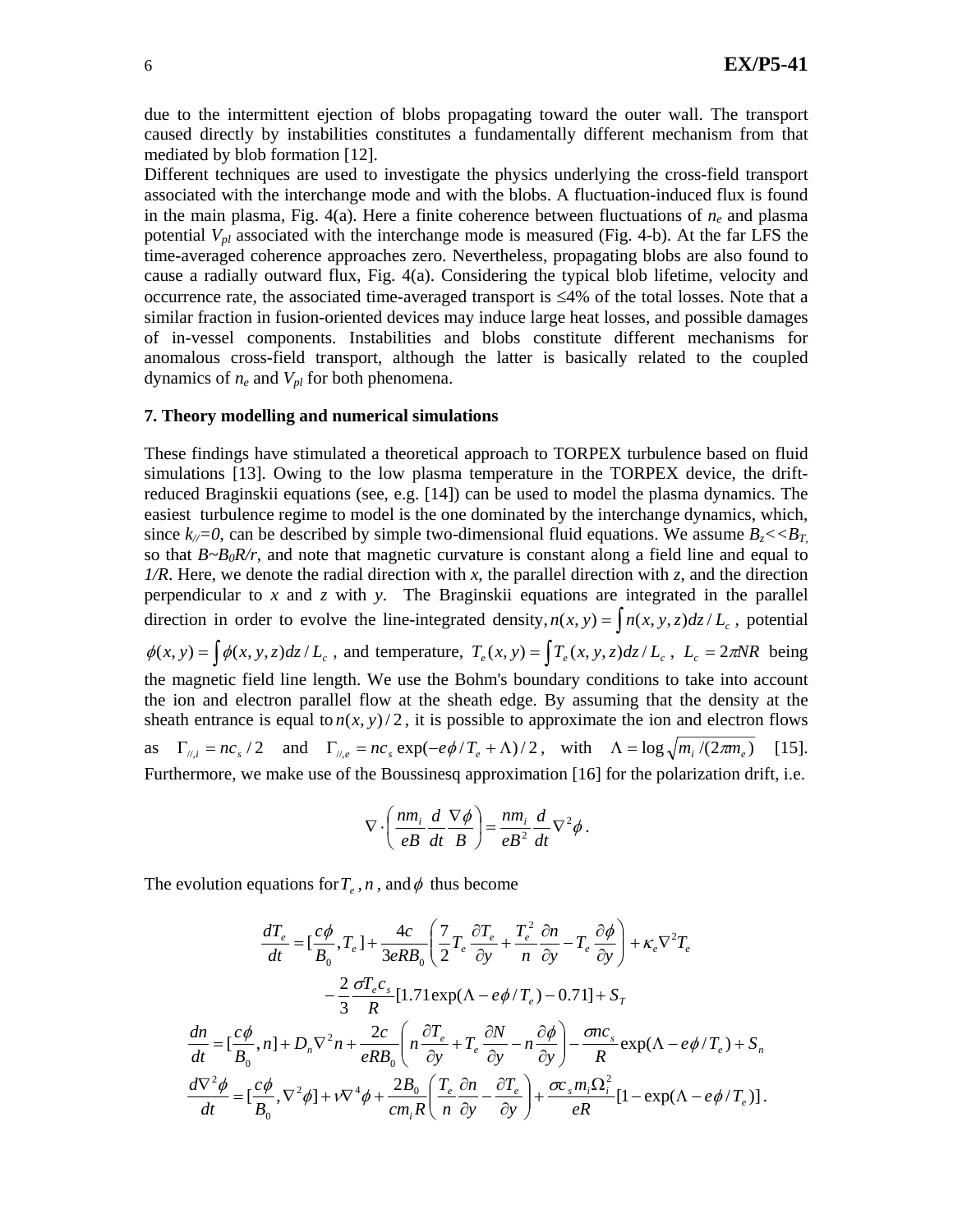due to the intermittent ejection of blobs propagating toward the outer wall. The transport caused directly by instabilities constitutes a fundamentally different mechanism from that mediated by blob formation [12].

Different techniques are used to investigate the physics underlying the cross-field transport associated with the interchange mode and with the blobs. A fluctuation-induced flux is found in the main plasma, Fig. 4(a). Here a finite coherence between fluctuations of $n_e$ and plasma potential $V_{pl}$ associated with the interchange mode is measured (Fig. 4-b). At the far LFS the time-averaged coherence approaches zero. Nevertheless, propagating blobs are also found to cause a radially outward flux, Fig. 4(a). Considering the typical blob lifetime, velocity and occurrence rate, the associated time-averaged transport is ≤4% of the total losses. Note that a similar fraction in fusion-oriented devices may induce large heat losses, and possible damages of in-vessel components. Instabilities and blobs constitute different mechanisms for anomalous cross-field transport, although the latter is basically related to the coupled dynamics of $n_e$ and $V_{pl}$ for both phenomena.

## 7. Theory modelling and numerical simulations

These findings have stimulated a theoretical approach to TORPEX turbulence based on fluid simulations [13]. Owing to the low plasma temperature in the TORPEX device, the drift-reduced Braginskii equations (see, e.g. [14]) can be used to model the plasma dynamics. The easiest turbulence regime to model is the one dominated by the interchange dynamics, which, since $k_{//}=0$, can be described by simple two-dimensional fluid equations. We assume $B_z \ll B_T$, so that $B \sim B_0 R/r$, and note that magnetic curvature is constant along a field line and equal to $1/R$. Here, we denote the radial direction with $x$, the parallel direction with $z$, and the direction perpendicular to $x$ and $z$ with $y$. The Braginskii equations are integrated in the parallel direction in order to evolve the line-integrated density, $n(x,y) = \int n(x,y,z)dz / L_c$, potential $\phi(x,y) = \int \phi(x,y,z)dz / L_c$, and temperature, $T_e(x,y) = \int T_e(x,y,z)dz / L_c$, $L_c = 2\pi NR$ being the magnetic field line length. We use the Bohm's boundary conditions to take into account the ion and electron parallel flow at the sheath edge. By assuming that the density at the sheath entrance is equal to $n(x,y)/2$, it is possible to approximate the ion and electron flows as $\Gamma_{//,i} = nc_s/2$ and $\Gamma_{//,e} = nc_s \exp(-e\phi/T_e + \Lambda)/2$, with $\Lambda = \log\sqrt{m_i/(2\pi m_e)}$ [15]. Furthermore, we make use of the Boussinesq approximation [16] for the polarization drift, i.e.

$$\nabla \cdot \left( \frac{nm_i}{eB} \frac{d}{dt} \frac{\nabla \phi}{B} \right) = \frac{nm_i}{eB^2} \frac{d}{dt} \nabla^2 \phi .$$

The evolution equations for $T_e$, $n$, and $\phi$ thus become

$$\frac{dT_e}{dt} = [\frac{c\phi}{B_0}, T_e] + \frac{4c}{3eRB_0}\left( \frac{7}{2} T_e \frac{\partial T_e}{\partial y} + \frac{T_e^2}{n}\frac{\partial n}{\partial y} - T_e \frac{\partial \phi}{\partial y} \right) + \kappa_e \nabla^2 T_e$$

$$- \frac{2}{3}\frac{\sigma T_e c_s}{R}[1.71\exp(\Lambda - e\phi/T_e) - 0.71] + S_T$$

$$\frac{dn}{dt} = [\frac{c\phi}{B_0}, n] + D_n \nabla^2 n + \frac{2c}{eRB_0}\left( n\frac{\partial T_e}{\partial y} + T_e \frac{\partial N}{\partial y} - n\frac{\partial \phi}{\partial y} \right) - \frac{\sigma n c_s}{R}\exp(\Lambda - e\phi/T_e) + S_n$$

$$\frac{d\nabla^2 \phi}{dt} = [\frac{c\phi}{B_0}, \nabla^2 \phi] + \nu \nabla^4 \phi + \frac{2B_0}{cm_i R}\left( \frac{T_e}{n}\frac{\partial n}{\partial y} - \frac{\partial T_e}{\partial y} \right) + \frac{\sigma c_s m_i \Omega_i^2}{eR}[1 - \exp(\Lambda - e\phi/T_e)] .$$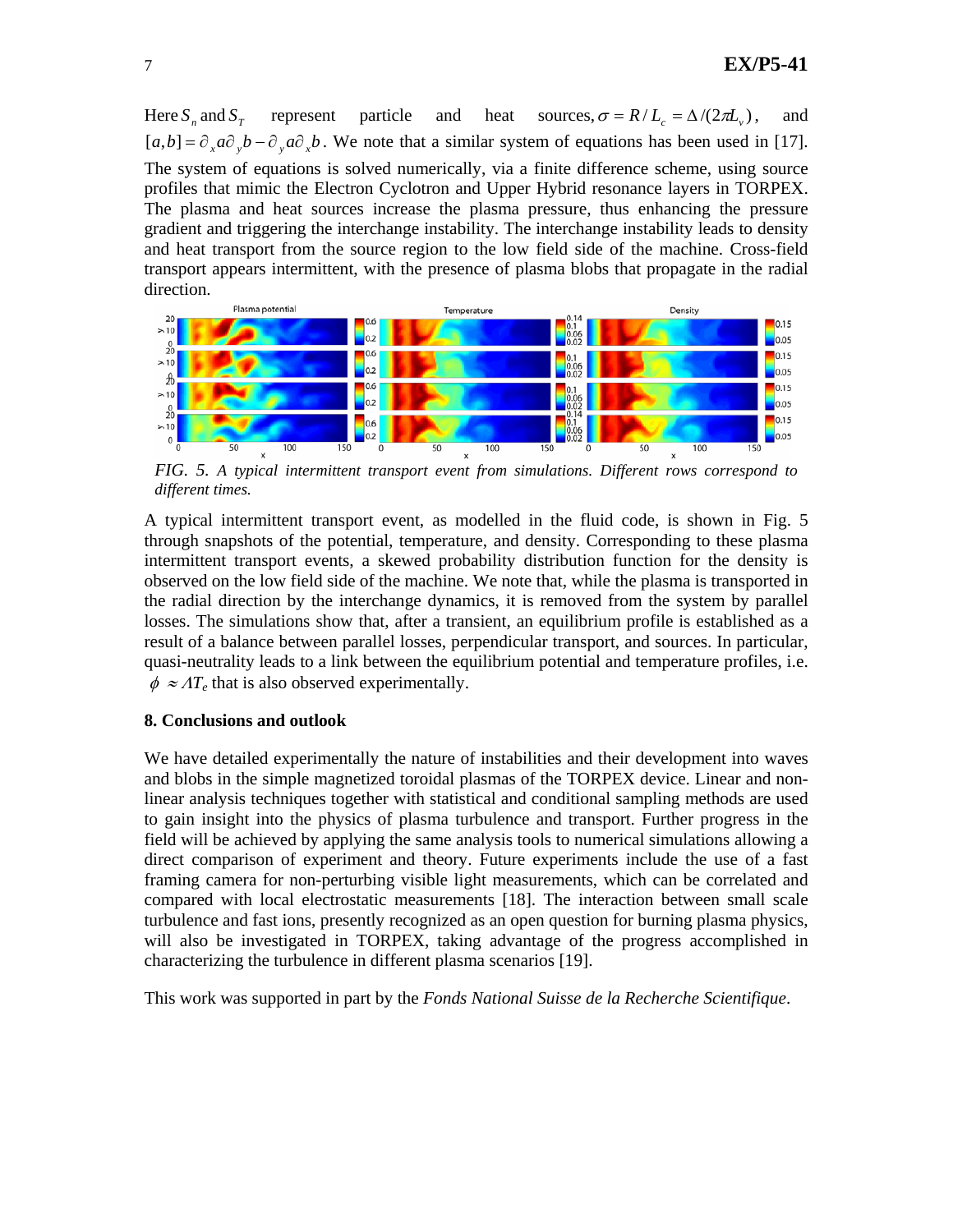Here $S_n$ and $S_T$ represent particle and heat sources, $\sigma = R / L_c = \Delta / (2\pi L_v)$, and $[a,b] = \partial_x a \partial_y b - \partial_y a \partial_x b$. We note that a similar system of equations has been used in [17]. The system of equations is solved numerically, via a finite difference scheme, using source profiles that mimic the Electron Cyclotron and Upper Hybrid resonance layers in TORPEX. The plasma and heat sources increase the plasma pressure, thus enhancing the pressure gradient and triggering the interchange instability. The interchange instability leads to density and heat transport from the source region to the low field side of the machine. Cross-field transport appears intermittent, with the presence of plasma blobs that propagate in the radial direction.

*FIG. 5. A typical intermittent transport event from simulations. Different rows correspond to different times.*

A typical intermittent transport event, as modelled in the fluid code, is shown in Fig. 5 through snapshots of the potential, temperature, and density. Corresponding to these plasma intermittent transport events, a skewed probability distribution function for the density is observed on the low field side of the machine. We note that, while the plasma is transported in the radial direction by the interchange dynamics, it is removed from the system by parallel losses. The simulations show that, after a transient, an equilibrium profile is established as a result of a balance between parallel losses, perpendicular transport, and sources. In particular, quasi-neutrality leads to a link between the equilibrium potential and temperature profiles, i.e. $\phi \approx \Lambda T_e$ that is also observed experimentally.

**8. Conclusions and outlook**

We have detailed experimentally the nature of instabilities and their development into waves and blobs in the simple magnetized toroidal plasmas of the TORPEX device. Linear and non-linear analysis techniques together with statistical and conditional sampling methods are used to gain insight into the physics of plasma turbulence and transport. Further progress in the field will be achieved by applying the same analysis tools to numerical simulations allowing a direct comparison of experiment and theory. Future experiments include the use of a fast framing camera for non-perturbing visible light measurements, which can be correlated and compared with local electrostatic measurements [18]. The interaction between small scale turbulence and fast ions, presently recognized as an open question for burning plasma physics, will also be investigated in TORPEX, taking advantage of the progress accomplished in characterizing the turbulence in different plasma scenarios [19].

This work was supported in part by the *Fonds National Suisse de la Recherche Scientifique*.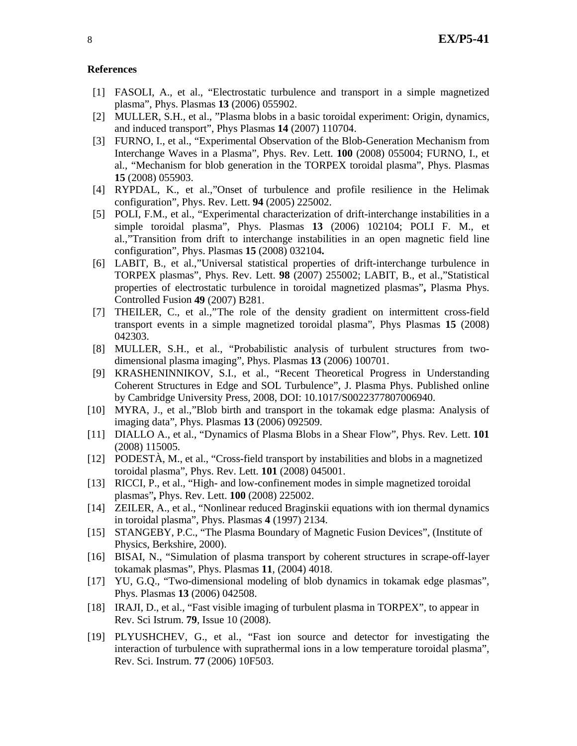**References**

[1] FASOLI, A., et al., "Electrostatic turbulence and transport in a simple magnetized plasma", Phys. Plasmas **13** (2006) 055902.

[2] MULLER, S.H., et al., "Plasma blobs in a basic toroidal experiment: Origin, dynamics, and induced transport", Phys Plasmas **14** (2007) 110704.

[3] FURNO, I., et al., "Experimental Observation of the Blob-Generation Mechanism from Interchange Waves in a Plasma", Phys. Rev. Lett. **100** (2008) 055004; FURNO, I., et al., "Mechanism for blob generation in the TORPEX toroidal plasma", Phys. Plasmas **15** (2008) 055903.

[4] RYPDAL, K., et al.,"Onset of turbulence and profile resilience in the Helimak configuration", Phys. Rev. Lett. **94** (2005) 225002.

[5] POLI, F.M., et al., "Experimental characterization of drift-interchange instabilities in a simple toroidal plasma", Phys. Plasmas **13** (2006) 102104; POLI F. M., et al.,"Transition from drift to interchange instabilities in an open magnetic field line configuration", Phys. Plasmas **15** (2008) 032104**.**

[6] LABIT, B., et al.,"Universal statistical properties of drift-interchange turbulence in TORPEX plasmas", Phys. Rev. Lett. **98** (2007) 255002; LABIT, B., et al.,"Statistical properties of electrostatic turbulence in toroidal magnetized plasmas"**,** Plasma Phys. Controlled Fusion **49** (2007) B281.

[7] THEILER, C., et al.,"The role of the density gradient on intermittent cross-field transport events in a simple magnetized toroidal plasma", Phys Plasmas **15** (2008) 042303.

[8] MULLER, S.H., et al., "Probabilistic analysis of turbulent structures from two-dimensional plasma imaging", Phys. Plasmas **13** (2006) 100701.

[9] KRASHENINNIKOV, S.I., et al., "Recent Theoretical Progress in Understanding Coherent Structures in Edge and SOL Turbulence", J. Plasma Phys. Published online by Cambridge University Press, 2008, DOI: 10.1017/S0022377807006940.

[10] MYRA, J., et al.,"Blob birth and transport in the tokamak edge plasma: Analysis of imaging data", Phys. Plasmas **13** (2006) 092509.

[11] DIALLO A., et al., "Dynamics of Plasma Blobs in a Shear Flow", Phys. Rev. Lett. **101** (2008) 115005.

[12] PODESTÀ, M., et al., "Cross-field transport by instabilities and blobs in a magnetized toroidal plasma", Phys. Rev. Lett. **101** (2008) 045001.

[13] RICCI, P., et al., "High- and low-confinement modes in simple magnetized toroidal plasmas"**,** Phys. Rev. Lett. **100** (2008) 225002.

[14] ZEILER, A., et al., "Nonlinear reduced Braginskii equations with ion thermal dynamics in toroidal plasma", Phys. Plasmas **4** (1997) 2134.

[15] STANGEBY, P.C., "The Plasma Boundary of Magnetic Fusion Devices", (Institute of Physics, Berkshire, 2000).

[16] BISAI, N., "Simulation of plasma transport by coherent structures in scrape-off-layer tokamak plasmas", Phys. Plasmas **11**, (2004) 4018.

[17] YU, G.Q., "Two-dimensional modeling of blob dynamics in tokamak edge plasmas", Phys. Plasmas **13** (2006) 042508.

[18] IRAJI, D., et al., "Fast visible imaging of turbulent plasma in TORPEX", to appear in Rev. Sci Istrum. **79**, Issue 10 (2008).

[19] PLYUSHCHEV, G., et al., "Fast ion source and detector for investigating the interaction of turbulence with suprathermal ions in a low temperature toroidal plasma", Rev. Sci. Instrum. **77** (2006) 10F503.